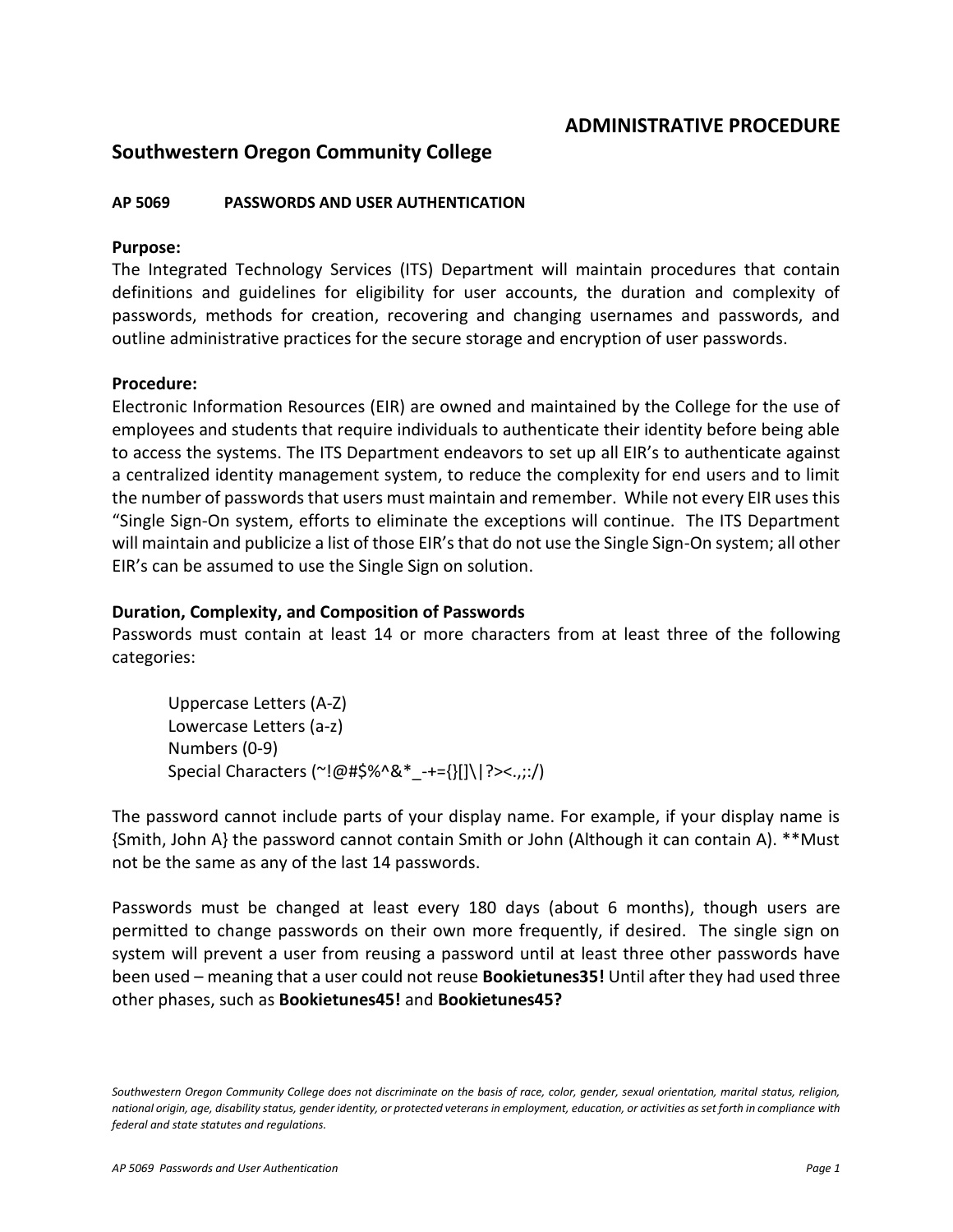## ADMINISTRATIVE PROCEDURE

# Southwestern Oregon Community College

**AP 5069 PASSWORDS AND USER AUTHENTICATION**

**Purpose:**

The Integrated Technology Services (ITS) Department will maintain procedures that contain definitions and guidelines for eligibility for user accounts, the duration and complexity of passwords, methods for creation, recovering and changing usernames and passwords, and outline administrative practices for the secure storage and encryption of user passwords.

**Procedure:**

Electronic Information Resources (EIR) are owned and maintained by the College for the use of employees and students that require individuals to authenticate their identity before being able to access the systems. The ITS Department endeavors to set up all EIR's to authenticate against a centralized identity management system, to reduce the complexity for end users and to limit the number of passwords that users must maintain and remember. While not every EIR uses this "Single Sign-On system, efforts to eliminate the exceptions will continue. The ITS Department will maintain and publicize a list of those EIR's that do not use the Single Sign-On system; all other EIR's can be assumed to use the Single Sign on solution.

**Duration, Complexity, and Composition of Passwords**

Passwords must contain at least 14 or more characters from at least three of the following categories:

Uppercase Letters (A-Z)
Lowercase Letters (a-z)
Numbers (0-9)
Special Characters (~!@#$%^&*_-+={}[]\|?><.,;:/)

The password cannot include parts of your display name. For example, if your display name is {Smith, John A} the password cannot contain Smith or John (Although it can contain A). **Must not be the same as any of the last 14 passwords.

Passwords must be changed at least every 180 days (about 6 months), though users are permitted to change passwords on their own more frequently, if desired. The single sign on system will prevent a user from reusing a password until at least three other passwords have been used – meaning that a user could not reuse **Bookietunes35!** Until after they had used three other phases, such as **Bookietunes45!** and **Bookietunes45?**

*Southwestern Oregon Community College does not discriminate on the basis of race, color, gender, sexual orientation, marital status, religion, national origin, age, disability status, gender identity, or protected veterans in employment, education, or activities as set forth in compliance with federal and state statutes and regulations.*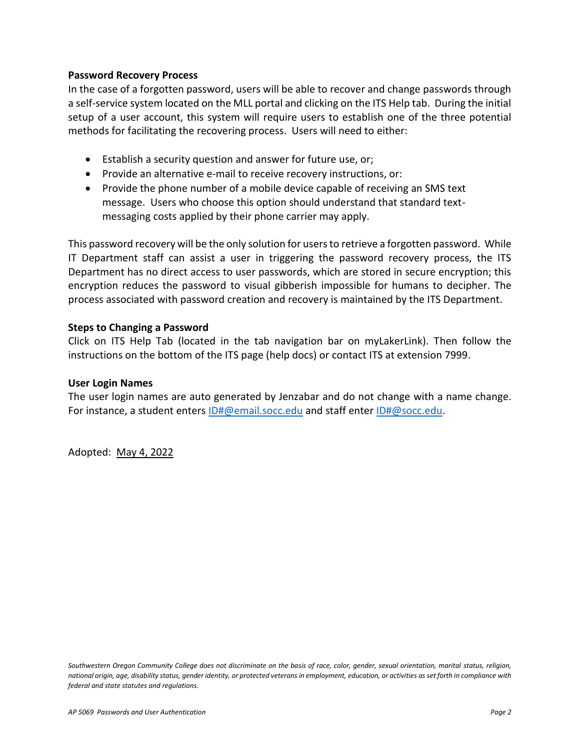**Password Recovery Process**

In the case of a forgotten password, users will be able to recover and change passwords through a self-service system located on the MLL portal and clicking on the ITS Help tab. During the initial setup of a user account, this system will require users to establish one of the three potential methods for facilitating the recovering process. Users will need to either:

- Establish a security question and answer for future use, or;
- Provide an alternative e-mail to receive recovery instructions, or:
- Provide the phone number of a mobile device capable of receiving an SMS text message. Users who choose this option should understand that standard text-messaging costs applied by their phone carrier may apply.

This password recovery will be the only solution for users to retrieve a forgotten password. While IT Department staff can assist a user in triggering the password recovery process, the ITS Department has no direct access to user passwords, which are stored in secure encryption; this encryption reduces the password to visual gibberish impossible for humans to decipher. The process associated with password creation and recovery is maintained by the ITS Department.

**Steps to Changing a Password**

Click on ITS Help Tab (located in the tab navigation bar on myLakerLink). Then follow the instructions on the bottom of the ITS page (help docs) or contact ITS at extension 7999.

**User Login Names**

The user login names are auto generated by Jenzabar and do not change with a name change. For instance, a student enters ID#@email.socc.edu and staff enter ID#@socc.edu.

Adopted: May 4, 2022

*Southwestern Oregon Community College does not discriminate on the basis of race, color, gender, sexual orientation, marital status, religion, national origin, age, disability status, gender identity, or protected veterans in employment, education, or activities as set forth in compliance with federal and state statutes and regulations.*